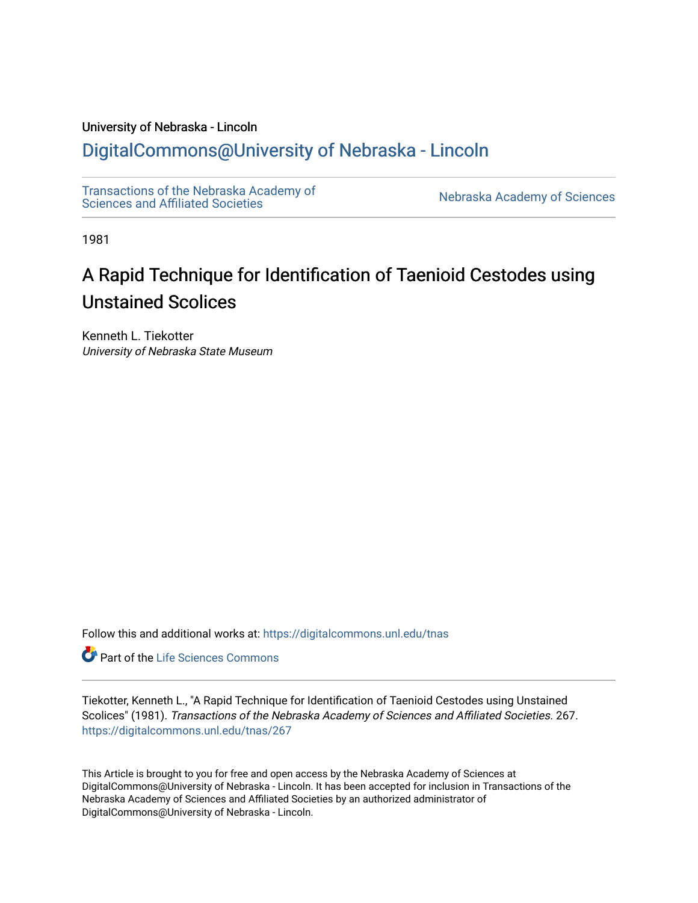University of Nebraska - Lincoln

## DigitalCommons@University of Nebraska - Lincoln

Transactions of the Nebraska Academy of Sciences and Affiliated Societies

Nebraska Academy of Sciences

1981

# A Rapid Technique for Identification of Taenioid Cestodes using Unstained Scolices

Kenneth L. Tiekotter
*University of Nebraska State Museum*

Follow this and additional works at: https://digitalcommons.unl.edu/tnas

Part of the Life Sciences Commons

Tiekotter, Kenneth L., "A Rapid Technique for Identification of Taenioid Cestodes using Unstained Scolices" (1981). *Transactions of the Nebraska Academy of Sciences and Affiliated Societies*. 267.
https://digitalcommons.unl.edu/tnas/267

This Article is brought to you for free and open access by the Nebraska Academy of Sciences at DigitalCommons@University of Nebraska - Lincoln. It has been accepted for inclusion in Transactions of the Nebraska Academy of Sciences and Affiliated Societies by an authorized administrator of DigitalCommons@University of Nebraska - Lincoln.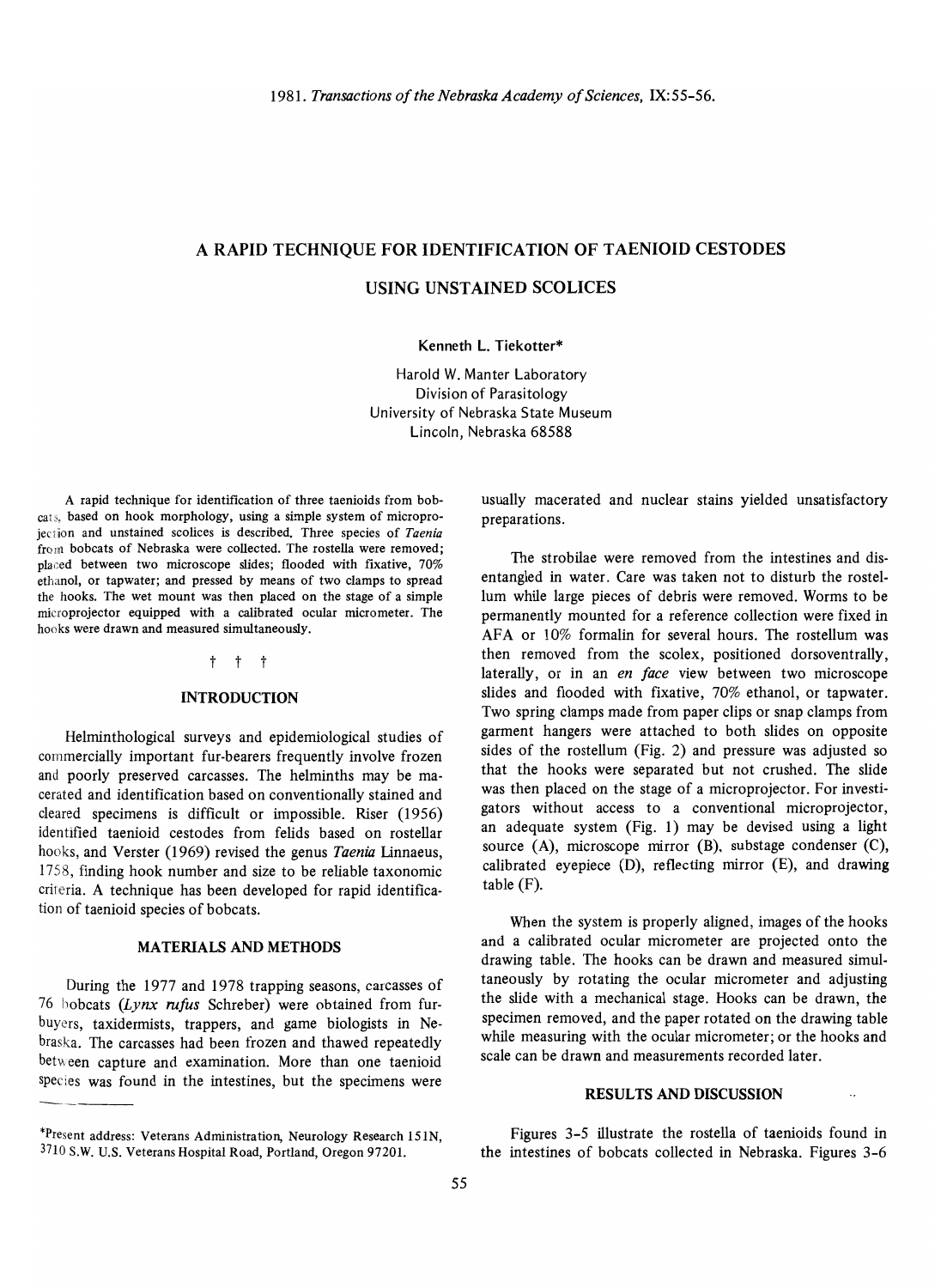# A RAPID TECHNIQUE FOR IDENTIFICATION OF TAENIOID CESTODES USING UNSTAINED SCOLICES

Kenneth L. Tiekotter*

Harold W. Manter Laboratory
Division of Parasitology
University of Nebraska State Museum
Lincoln, Nebraska 68588

A rapid technique for identification of three taenioids from bobcats, based on hook morphology, using a simple system of microprojection and unstained scolices is described. Three species of *Taenia* from bobcats of Nebraska were collected. The rostella were removed; placed between two microscope slides; flooded with fixative, 70% ethanol, or tapwater; and pressed by means of two clamps to spread the hooks. The wet mount was then placed on the stage of a simple microprojector equipped with a calibrated ocular micrometer. The hooks were drawn and measured simultaneously.

† † †

## INTRODUCTION

Helminthological surveys and epidemiological studies of commercially important fur-bearers frequently involve frozen and poorly preserved carcasses. The helminths may be macerated and identification based on conventionally stained and cleared specimens is difficult or impossible. Riser (1956) identified taenioid cestodes from felids based on rostellar hooks, and Verster (1969) revised the genus *Taenia* Linnaeus, 1758, finding hook number and size to be reliable taxonomic criteria. A technique has been developed for rapid identification of taenioid species of bobcats.

## MATERIALS AND METHODS

During the 1977 and 1978 trapping seasons, carcasses of 76 bobcats (*Lynx rufus* Schreber) were obtained from furbuyers, taxidermists, trappers, and game biologists in Nebraska. The carcasses had been frozen and thawed repeatedly between capture and examination. More than one taenioid species was found in the intestines, but the specimens were usually macerated and nuclear stains yielded unsatisfactory preparations.

The strobilae were removed from the intestines and disentangled in water. Care was taken not to disturb the rostellum while large pieces of debris were removed. Worms to be permanently mounted for a reference collection were fixed in AFA or 10% formalin for several hours. The rostellum was then removed from the scolex, positioned dorsoventrally, laterally, or in an *en face* view between two microscope slides and flooded with fixative, 70% ethanol, or tapwater. Two spring clamps made from paper clips or snap clamps from garment hangers were attached to both slides on opposite sides of the rostellum (Fig. 2) and pressure was adjusted so that the hooks were separated but not crushed. The slide was then placed on the stage of a microprojector. For investigators without access to a conventional microprojector, an adequate system (Fig. 1) may be devised using a light source (A), microscope mirror (B), substage condenser (C), calibrated eyepiece (D), reflecting mirror (E), and drawing table (F).

When the system is properly aligned, images of the hooks and a calibrated ocular micrometer are projected onto the drawing table. The hooks can be drawn and measured simultaneously by rotating the ocular micrometer and adjusting the slide with a mechanical stage. Hooks can be drawn, the specimen removed, and the paper rotated on the drawing table while measuring with the ocular micrometer; or the hooks and scale can be drawn and measurements recorded later.

## RESULTS AND DISCUSSION

Figures 3-5 illustrate the rostella of taenioids found in the intestines of bobcats collected in Nebraska. Figures 3-6

*Present address: Veterans Administration, Neurology Research 151N, 3710 S.W. U.S. Veterans Hospital Road, Portland, Oregon 97201.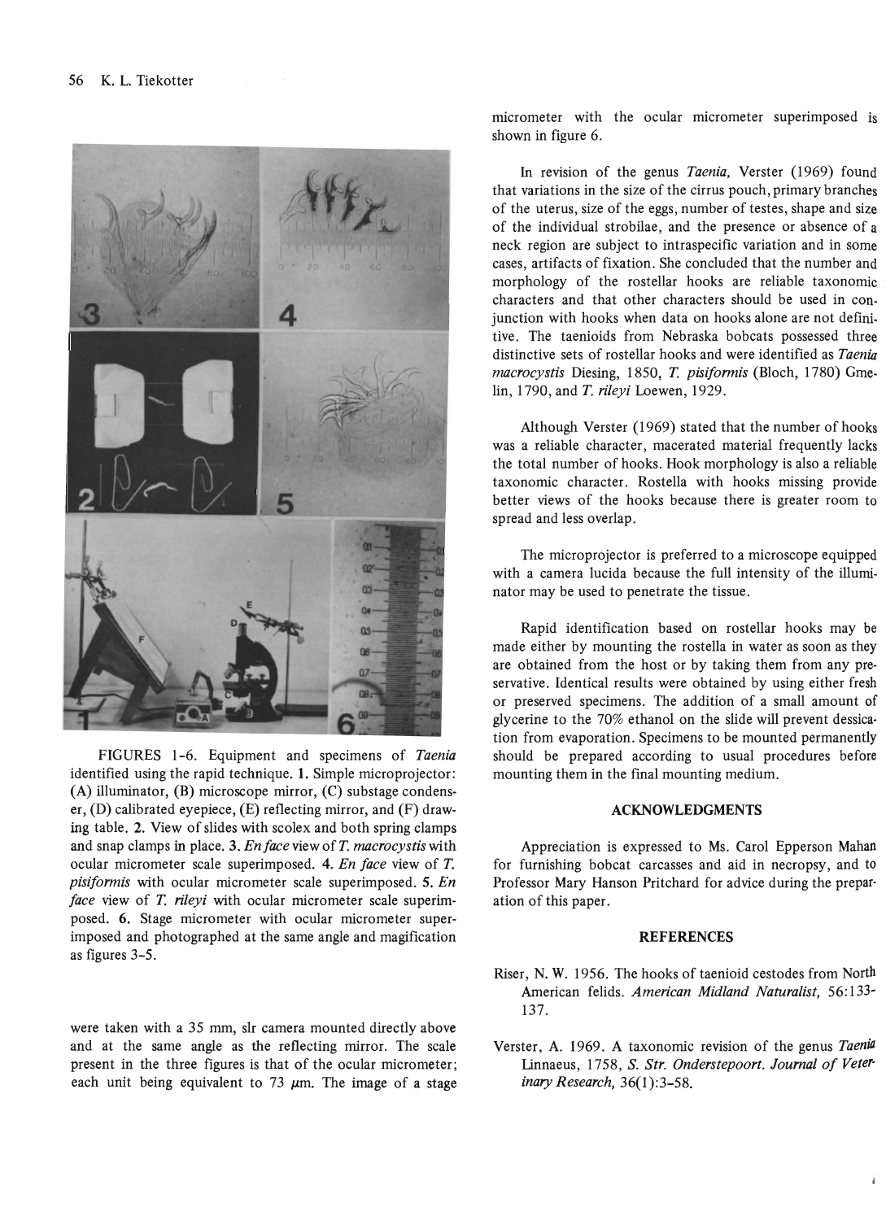FIGURES 1-6. Equipment and specimens of *Taenia* identified using the rapid technique. **1.** Simple microprojector: (A) illuminator, (B) microscope mirror, (C) substage condenser, (D) calibrated eyepiece, (E) reflecting mirror, and (F) drawing table. **2.** View of slides with scolex and both spring clamps and snap clamps in place. **3.** *En face* view of *T. macrocystis* with ocular micrometer scale superimposed. **4.** *En face* view of *T. pisiformis* with ocular micrometer scale superimposed. **5.** *En face* view of *T. rileyi* with ocular micrometer scale superimposed. **6.** Stage micrometer with ocular micrometer superimposed and photographed at the same angle and magification as figures 3-5.

were taken with a 35 mm, slr camera mounted directly above and at the same angle as the reflecting mirror. The scale present in the three figures is that of the ocular micrometer; each unit being equivalent to 73 μm. The image of a stage micrometer with the ocular micrometer superimposed is shown in figure 6.

In revision of the genus *Taenia*, Verster (1969) found that variations in the size of the cirrus pouch, primary branches of the uterus, size of the eggs, number of testes, shape and size of the individual strobilae, and the presence or absence of a neck region are subject to intraspecific variation and in some cases, artifacts of fixation. She concluded that the number and morphology of the rostellar hooks are reliable taxonomic characters and that other characters should be used in conjunction with hooks when data on hooks alone are not definitive. The taenioids from Nebraska bobcats possessed three distinctive sets of rostellar hooks and were identified as *Taenia macrocystis* Diesing, 1850, *T. pisiformis* (Bloch, 1780) Gmelin, 1790, and *T. rileyi* Loewen, 1929.

Although Verster (1969) stated that the number of hooks was a reliable character, macerated material frequently lacks the total number of hooks. Hook morphology is also a reliable taxonomic character. Rostella with hooks missing provide better views of the hooks because there is greater room to spread and less overlap.

The microprojector is preferred to a microscope equipped with a camera lucida because the full intensity of the illuminator may be used to penetrate the tissue.

Rapid identification based on rostellar hooks may be made either by mounting the rostella in water as soon as they are obtained from the host or by taking them from any preservative. Identical results were obtained by using either fresh or preserved specimens. The addition of a small amount of glycerine to the 70% ethanol on the slide will prevent dessication from evaporation. Specimens to be mounted permanently should be prepared according to usual procedures before mounting them in the final mounting medium.

## ACKNOWLEDGMENTS

Appreciation is expressed to Ms. Carol Epperson Mahan for furnishing bobcat carcasses and aid in necropsy, and to Professor Mary Hanson Pritchard for advice during the preparation of this paper.

## REFERENCES

Riser, N. W. 1956. The hooks of taenioid cestodes from North American felids. *American Midland Naturalist,* 56:133-137.

Verster, A. 1969. A taxonomic revision of the genus *Taenia* Linnaeus, 1758, *S. Str. Onderstepoort. Journal of Veterinary Research,* 36(1):3-58.